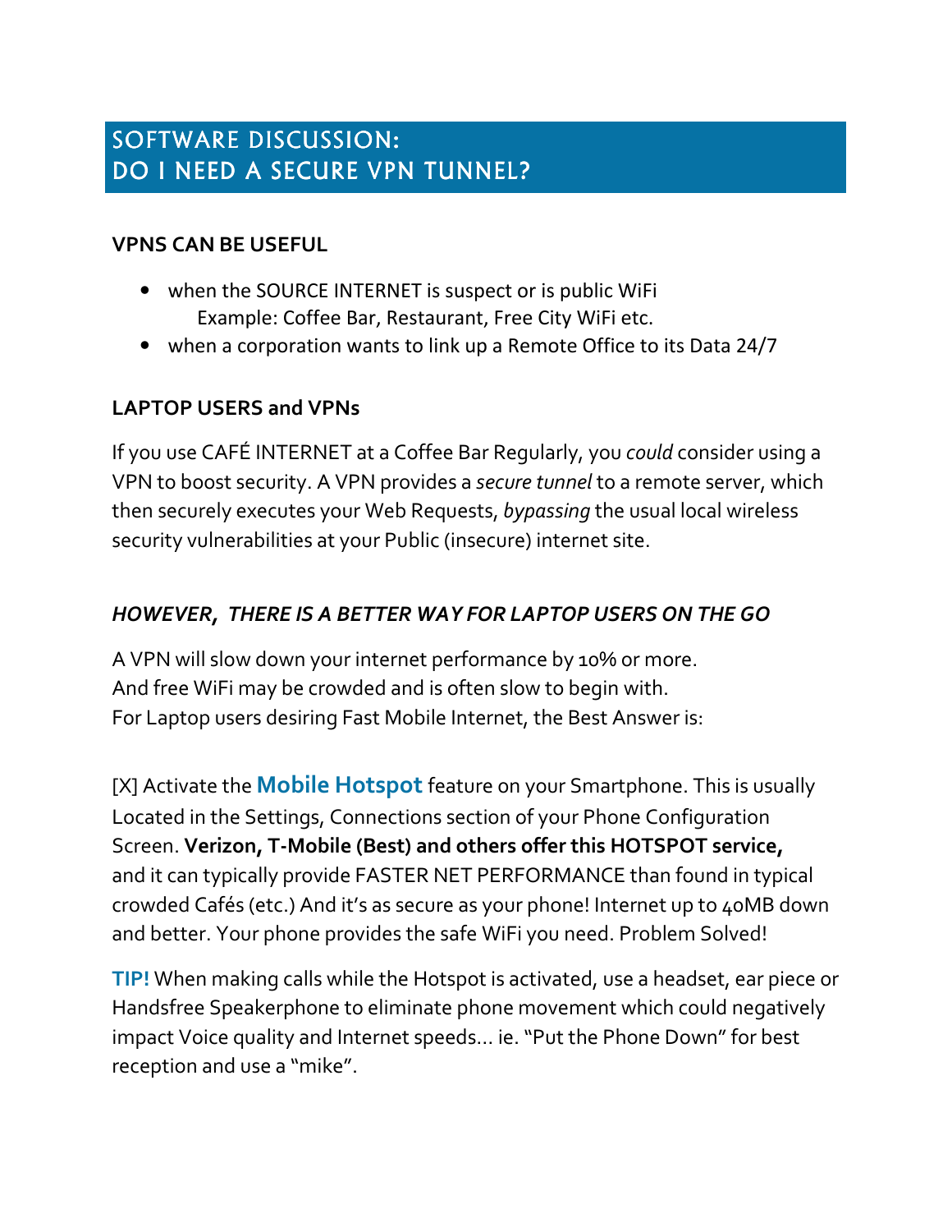# SOFTWARE DISCUSSION: DO I NEED A SECURE VPN TUNNEL?

**VPNS CAN BE USEFUL**

- when the SOURCE INTERNET is suspect or is public WiFi
  Example: Coffee Bar, Restaurant, Free City WiFi etc.
- when a corporation wants to link up a Remote Office to its Data 24/7

**LAPTOP USERS and VPNs**

If you use CAFÉ INTERNET at a Coffee Bar Regularly, you *could* consider using a VPN to boost security. A VPN provides a *secure tunnel* to a remote server, which then securely executes your Web Requests, *bypassing* the usual local wireless security vulnerabilities at your Public (insecure) internet site.

***HOWEVER, THERE IS A BETTER WAY FOR LAPTOP USERS ON THE GO***

A VPN will slow down your internet performance by 10% or more.
And free WiFi may be crowded and is often slow to begin with.
For Laptop users desiring Fast Mobile Internet, the Best Answer is:

[X] Activate the **Mobile Hotspot** feature on your Smartphone. This is usually Located in the Settings, Connections section of your Phone Configuration Screen. **Verizon, T-Mobile (Best) and others offer this HOTSPOT service,** and it can typically provide FASTER NET PERFORMANCE than found in typical crowded Cafés (etc.) And it's as secure as your phone! Internet up to 40MB down and better. Your phone provides the safe WiFi you need. Problem Solved!

**TIP!** When making calls while the Hotspot is activated, use a headset, ear piece or Handsfree Speakerphone to eliminate phone movement which could negatively impact Voice quality and Internet speeds… ie. "Put the Phone Down" for best reception and use a "mike".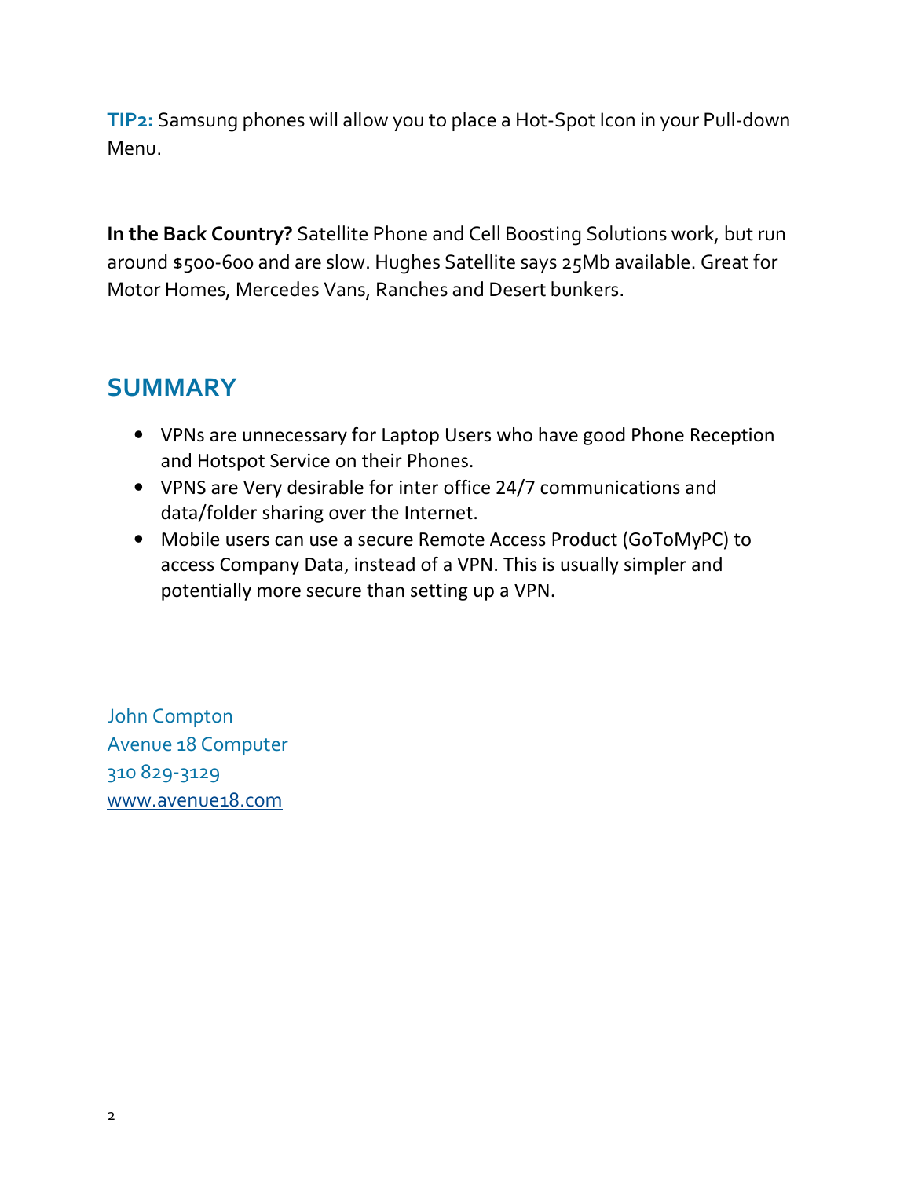**TIP2:** Samsung phones will allow you to place a Hot-Spot Icon in your Pull-down Menu.

**In the Back Country?** Satellite Phone and Cell Boosting Solutions work, but run around $500-600 and are slow. Hughes Satellite says 25Mb available. Great for Motor Homes, Mercedes Vans, Ranches and Desert bunkers.

## SUMMARY

- VPNs are unnecessary for Laptop Users who have good Phone Reception and Hotspot Service on their Phones.
- VPNS are Very desirable for inter office 24/7 communications and data/folder sharing over the Internet.
- Mobile users can use a secure Remote Access Product (GoToMyPC) to access Company Data, instead of a VPN. This is usually simpler and potentially more secure than setting up a VPN.

John Compton
Avenue 18 Computer
310 829-3129
[www.avenue18.com](http://www.avenue18.com)